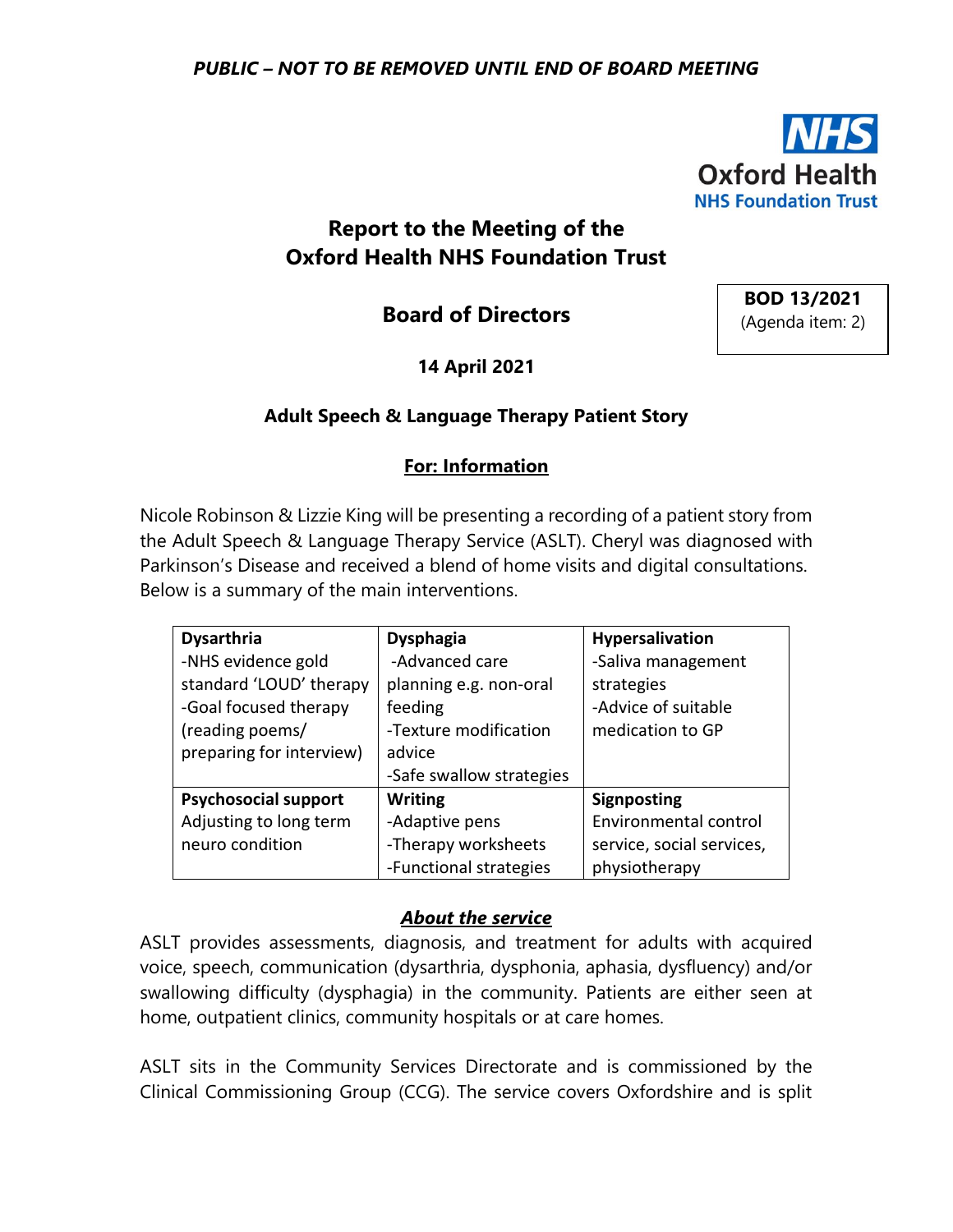*PUBLIC – NOT TO BE REMOVED UNTIL END OF BOARD MEETING*

**NHS Oxford Health NHS Foundation Trust**

# Report to the Meeting of the Oxford Health NHS Foundation Trust

## Board of Directors

**BOD 13/2021**
(Agenda item: 2)

**14 April 2021**

### Adult Speech & Language Therapy Patient Story

**For: Information**

Nicole Robinson & Lizzie King will be presenting a recording of a patient story from the Adult Speech & Language Therapy Service (ASLT). Cheryl was diagnosed with Parkinson's Disease and received a blend of home visits and digital consultations. Below is a summary of the main interventions.

| **Dysarthria** | **Dysphagia** | **Hypersalivation** |
|---|---|---|
| -NHS evidence gold standard 'LOUD' therapy<br>-Goal focused therapy (reading poems/ preparing for interview) | -Advanced care planning e.g. non-oral feeding<br>-Texture modification advice<br>-Safe swallow strategies | -Saliva management strategies<br>-Advice of suitable medication to GP |
| **Psychosocial support** | **Writing** | **Signposting** |
| Adjusting to long term neuro condition | -Adaptive pens<br>-Therapy worksheets<br>-Functional strategies | Environmental control service, social services, physiotherapy |

### ***About the service***

ASLT provides assessments, diagnosis, and treatment for adults with acquired voice, speech, communication (dysarthria, dysphonia, aphasia, dysfluency) and/or swallowing difficulty (dysphagia) in the community. Patients are either seen at home, outpatient clinics, community hospitals or at care homes.

ASLT sits in the Community Services Directorate and is commissioned by the Clinical Commissioning Group (CCG). The service covers Oxfordshire and is split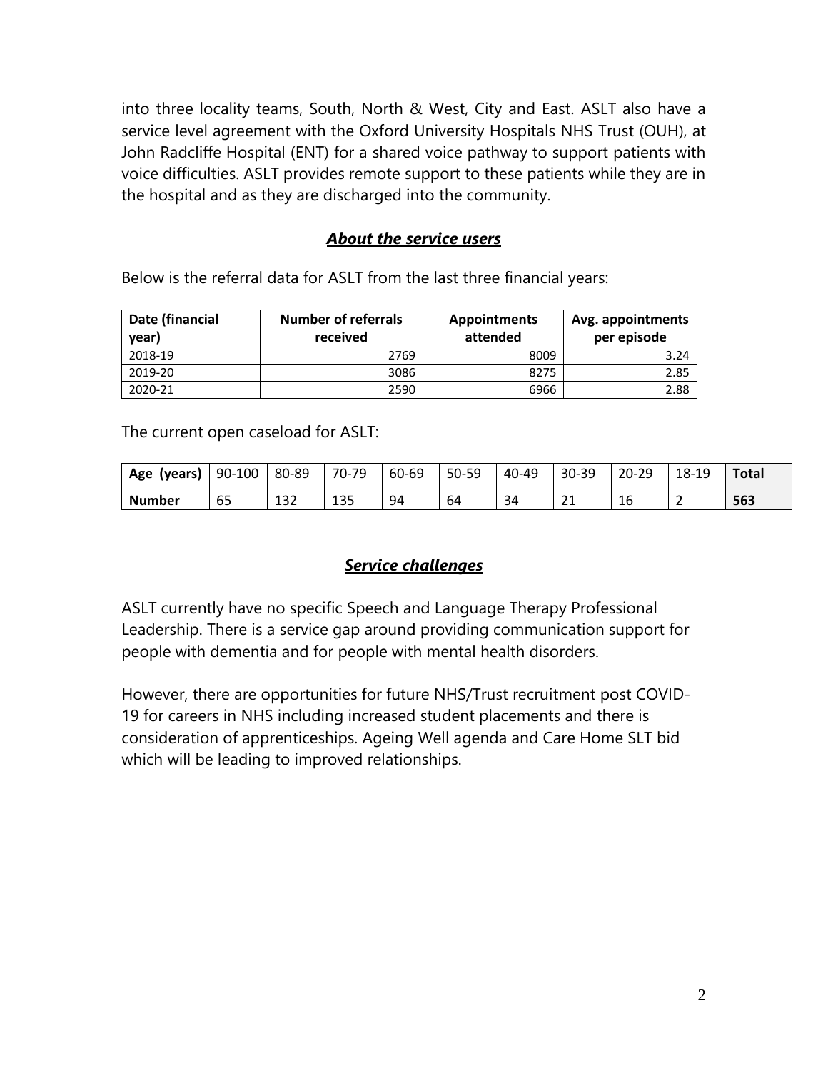into three locality teams, South, North & West, City and East. ASLT also have a service level agreement with the Oxford University Hospitals NHS Trust (OUH), at John Radcliffe Hospital (ENT) for a shared voice pathway to support patients with voice difficulties. ASLT provides remote support to these patients while they are in the hospital and as they are discharged into the community.

## ***About the service users***

Below is the referral data for ASLT from the last three financial years:

| Date (financial year) | Number of referrals received | Appointments attended | Avg. appointments per episode |
|---|---|---|---|
| 2018-19 | 2769 | 8009 | 3.24 |
| 2019-20 | 3086 | 8275 | 2.85 |
| 2020-21 | 2590 | 6966 | 2.88 |

The current open caseload for ASLT:

| Age (years) | 90-100 | 80-89 | 70-79 | 60-69 | 50-59 | 40-49 | 30-39 | 20-29 | 18-19 | Total |
|---|---|---|---|---|---|---|---|---|---|---|
| Number | 65 | 132 | 135 | 94 | 64 | 34 | 21 | 16 | 2 | 563 |

## ***Service challenges***

ASLT currently have no specific Speech and Language Therapy Professional Leadership. There is a service gap around providing communication support for people with dementia and for people with mental health disorders.

However, there are opportunities for future NHS/Trust recruitment post COVID-19 for careers in NHS including increased student placements and there is consideration of apprenticeships. Ageing Well agenda and Care Home SLT bid which will be leading to improved relationships.